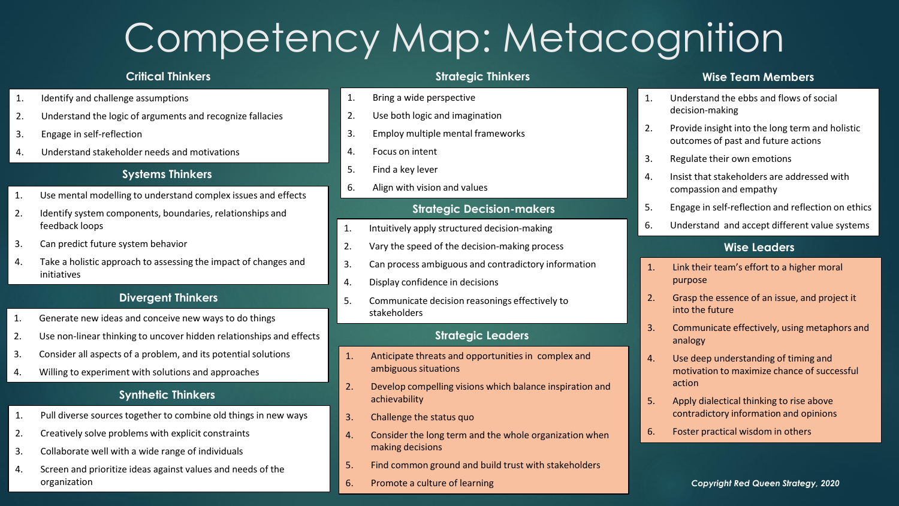# Competency Map: Metacognition

## Critical Thinkers

1. Identify and challenge assumptions
2. Understand the logic of arguments and recognize fallacies
3. Engage in self-reflection
4. Understand stakeholder needs and motivations

## Systems Thinkers

1. Use mental modelling to understand complex issues and effects
2. Identify system components, boundaries, relationships and feedback loops
3. Can predict future system behavior
4. Take a holistic approach to assessing the impact of changes and initiatives

## Divergent Thinkers

1. Generate new ideas and conceive new ways to do things
2. Use non-linear thinking to uncover hidden relationships and effects
3. Consider all aspects of a problem, and its potential solutions
4. Willing to experiment with solutions and approaches

## Synthetic Thinkers

1. Pull diverse sources together to combine old things in new ways
2. Creatively solve problems with explicit constraints
3. Collaborate well with a wide range of individuals
4. Screen and prioritize ideas against values and needs of the organization

## Strategic Thinkers

1. Bring a wide perspective
2. Use both logic and imagination
3. Employ multiple mental frameworks
4. Focus on intent
5. Find a key lever
6. Align with vision and values

## Strategic Decision-makers

1. Intuitively apply structured decision-making
2. Vary the speed of the decision-making process
3. Can process ambiguous and contradictory information
4. Display confidence in decisions
5. Communicate decision reasonings effectively to stakeholders

## Strategic Leaders

1. Anticipate threats and opportunities in complex and ambiguous situations
2. Develop compelling visions which balance inspiration and achievability
3. Challenge the status quo
4. Consider the long term and the whole organization when making decisions
5. Find common ground and build trust with stakeholders
6. Promote a culture of learning

## Wise Team Members

1. Understand the ebbs and flows of social decision-making
2. Provide insight into the long term and holistic outcomes of past and future actions
3. Regulate their own emotions
4. Insist that stakeholders are addressed with compassion and empathy
5. Engage in self-reflection and reflection on ethics
6. Understand and accept different value systems

## Wise Leaders

1. Link their team's effort to a higher moral purpose
2. Grasp the essence of an issue, and project it into the future
3. Communicate effectively, using metaphors and analogy
4. Use deep understanding of timing and motivation to maximize chance of successful action
5. Apply dialectical thinking to rise above contradictory information and opinions
6. Foster practical wisdom in others

*Copyright Red Queen Strategy, 2020*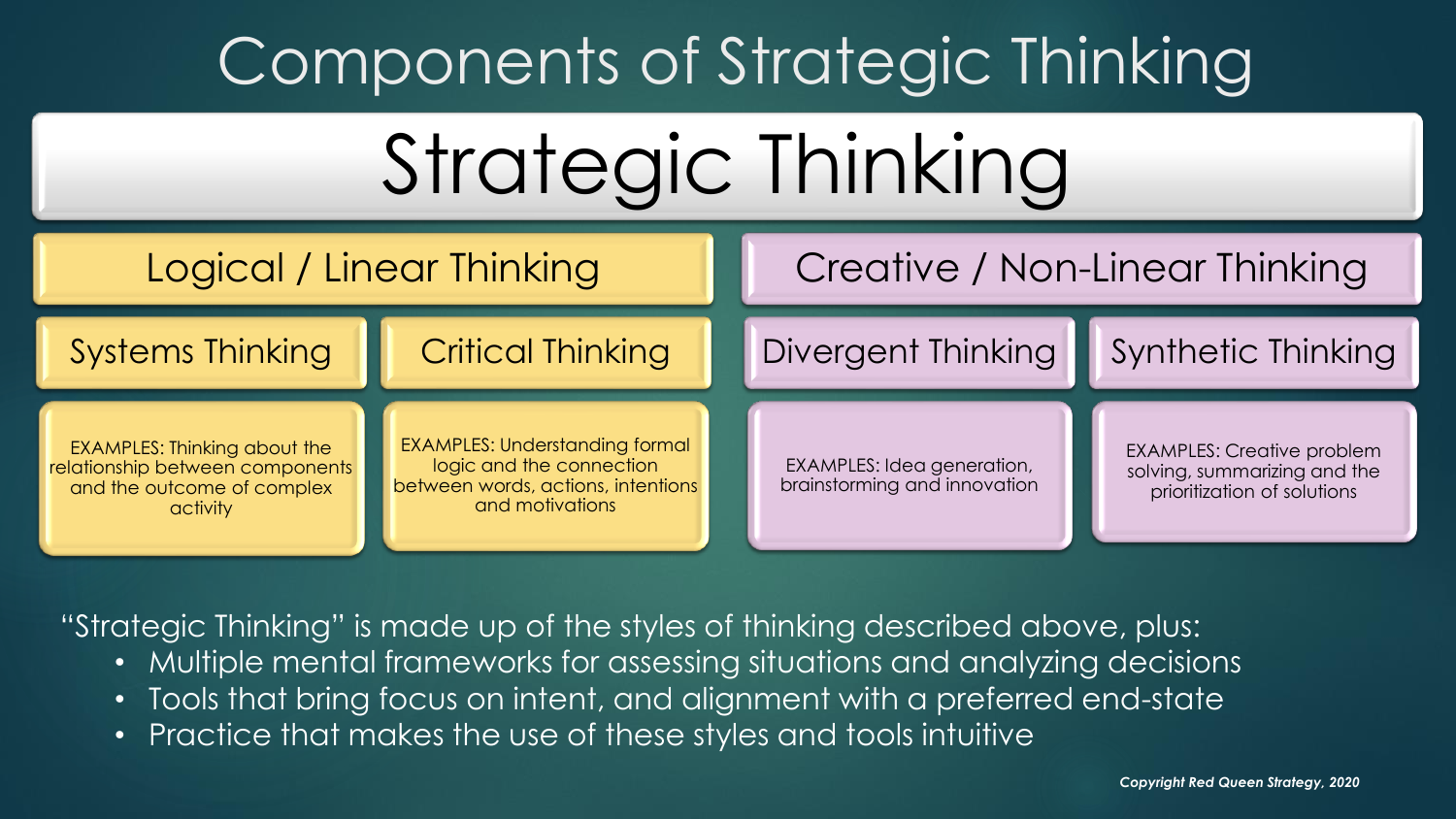# Components of Strategic Thinking

## Strategic Thinking

| Logical / Linear Thinking | | Creative / Non-Linear Thinking | |
|---|---|---|---|
| Systems Thinking | Critical Thinking | Divergent Thinking | Synthetic Thinking |
| EXAMPLES: Thinking about the relationship between components and the outcome of complex activity | EXAMPLES: Understanding formal logic and the connection between words, actions, intentions and motivations | EXAMPLES: Idea generation, brainstorming and innovation | EXAMPLES: Creative problem solving, summarizing and the prioritization of solutions |

"Strategic Thinking" is made up of the styles of thinking described above, plus:

- Multiple mental frameworks for assessing situations and analyzing decisions
- Tools that bring focus on intent, and alignment with a preferred end-state
- Practice that makes the use of these styles and tools intuitive

*Copyright Red Queen Strategy, 2020*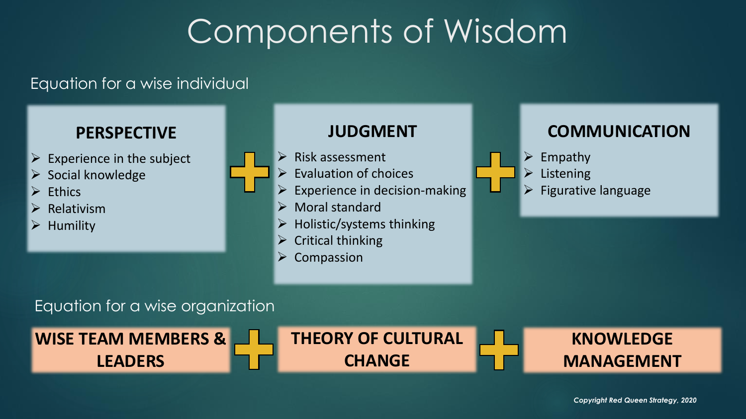# Components of Wisdom

Equation for a wise individual

**PERSPECTIVE**

- Experience in the subject
- Social knowledge
- Ethics
- Relativism
- Humility

+

**JUDGMENT**

- Risk assessment
- Evaluation of choices
- Experience in decision-making
- Moral standard
- Holistic/systems thinking
- Critical thinking
- Compassion

+

**COMMUNICATION**

- Empathy
- Listening
- Figurative language

Equation for a wise organization

**WISE TEAM MEMBERS & LEADERS** + **THEORY OF CULTURAL CHANGE** + **KNOWLEDGE MANAGEMENT**

*Copyright Red Queen Strategy, 2020*